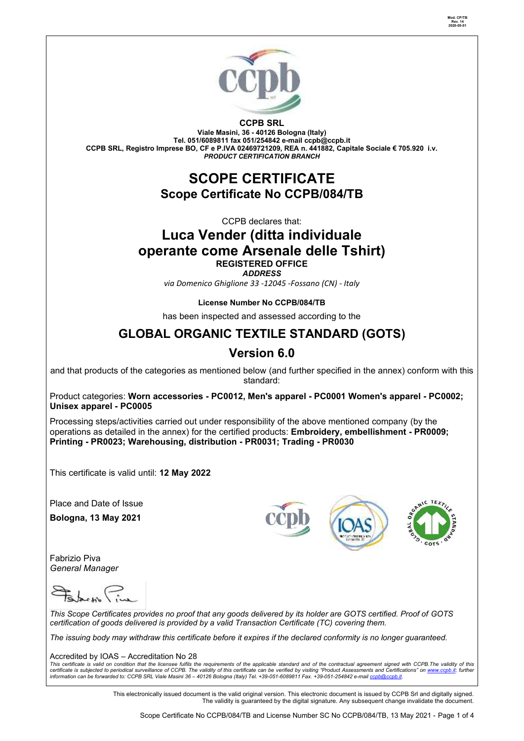Mod. CP/TB
Rev. 14
2020-05-01

**CCPB SRL**

**Viale Masini, 36 - 40126 Bologna (Italy)**
**Tel. 051/6089811 fax 051/254842 e-mail ccpb@ccpb.it**
**CCPB SRL, Registro Imprese BO, CF e P.IVA 02469721209, REA n. 441882, Capitale Sociale € 705.920 i.v.**
***PRODUCT CERTIFICATION BRANCH***

# SCOPE CERTIFICATE

## Scope Certificate No CCPB/084/TB

CCPB declares that:

## Luca Vender (ditta individuale operante come Arsenale delle Tshirt)

**REGISTERED OFFICE**

***ADDRESS***

*via Domenico Ghiglione 33 -12045 -Fossano (CN) - Italy*

**License Number No CCPB/084/TB**

has been inspected and assessed according to the

## GLOBAL ORGANIC TEXTILE STANDARD (GOTS)

## Version 6.0

and that products of the categories as mentioned below (and further specified in the annex) conform with this standard:

Product categories: **Worn accessories - PC0012, Men's apparel - PC0001 Women's apparel - PC0002; Unisex apparel - PC0005**

Processing steps/activities carried out under responsibility of the above mentioned company (by the operations as detailed in the annex) for the certified products: **Embroidery, embellishment - PR0009; Printing - PR0023; Warehousing, distribution - PR0031; Trading - PR0030**

This certificate is valid until: **12 May 2022**

Place and Date of Issue

**Bologna, 13 May 2021**

Fabrizio Piva
*General Manager*

*This Scope Certificates provides no proof that any goods delivered by its holder are GOTS certified. Proof of GOTS certification of goods delivered is provided by a valid Transaction Certificate (TC) covering them.*

*The issuing body may withdraw this certificate before it expires if the declared conformity is no longer guaranteed.*

Accredited by IOAS – Accreditation No 28

*This certificate is valid on condition that the licensee fulfils the requirements of the applicable standard and of the contractual agreement signed with CCPB.The validity of this certificate is subjected to periodical surveillance of CCPB. The validity of this certificate can be verified by visiting "Product Assessments and Certifications" on www.ccpb.it; further information can be forwarded to: CCPB SRL Viale Masini 36 – 40126 Bologna (Italy) Tel. +39-051-6089811 Fax. +39-051-254842 e-mail ccpb@ccpb.it.*

This electronically issued document is the valid original version. This electronic document is issued by CCPB Srl and digitally signed. The validity is guaranteed by the digital signature. Any subsequent change invalidate the document.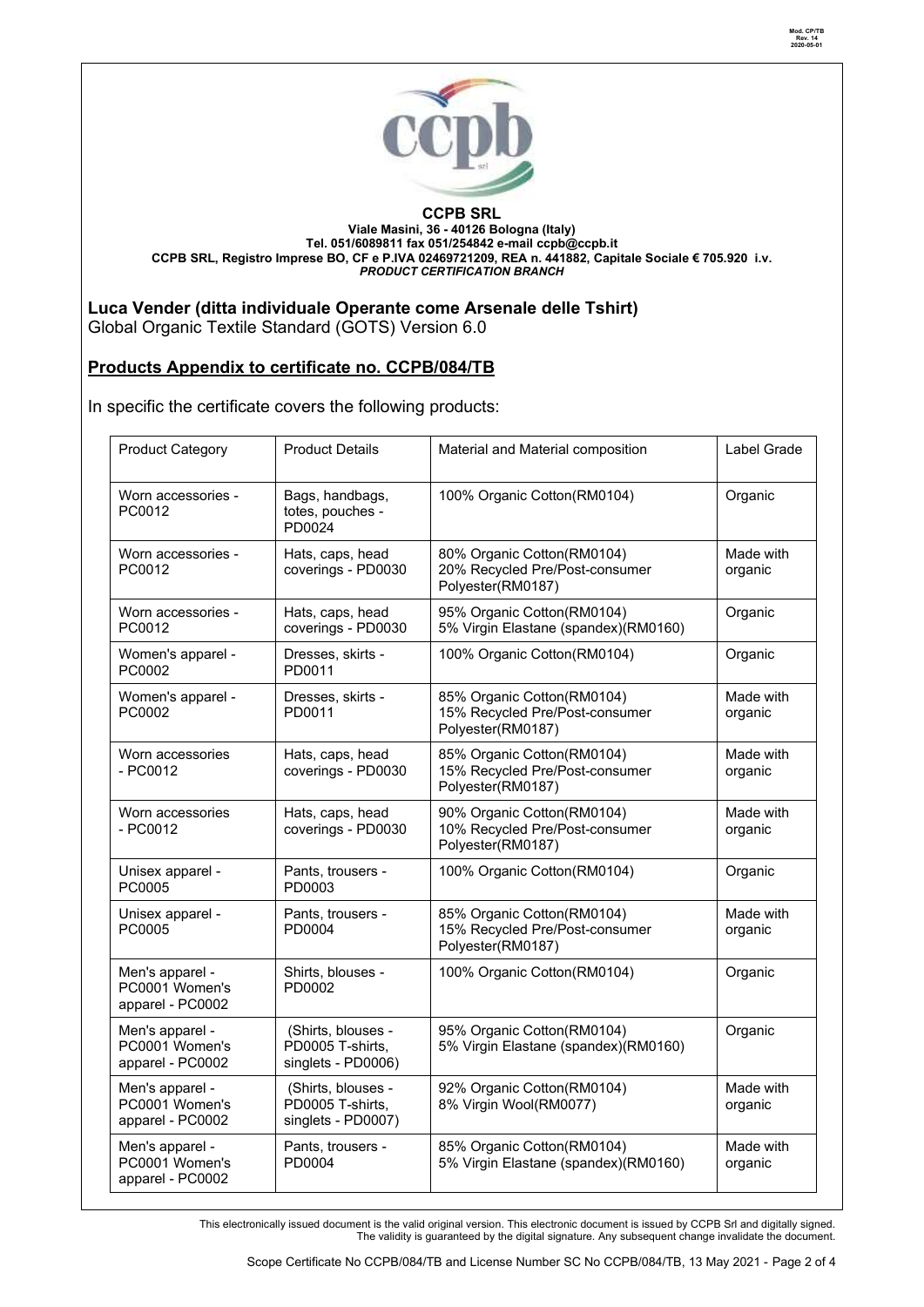**CCPB SRL**
**Viale Masini, 36 - 40126 Bologna (Italy)**
**Tel. 051/6089811 fax 051/254842 e-mail ccpb@ccpb.it**
**CCPB SRL, Registro Imprese BO, CF e P.IVA 02469721209, REA n. 441882, Capitale Sociale € 705.920 i.v.**
***PRODUCT CERTIFICATION BRANCH***

**Luca Vender (ditta individuale Operante come Arsenale delle Tshirt)**
Global Organic Textile Standard (GOTS) Version 6.0

## Products Appendix to certificate no. CCPB/084/TB

In specific the certificate covers the following products:

| Product Category | Product Details | Material and Material composition | Label Grade |
|---|---|---|---|
| Worn accessories - PC0012 | Bags, handbags, totes, pouches - PD0024 | 100% Organic Cotton(RM0104) | Organic |
| Worn accessories - PC0012 | Hats, caps, head coverings - PD0030 | 80% Organic Cotton(RM0104) 20% Recycled Pre/Post-consumer Polyester(RM0187) | Made with organic |
| Worn accessories - PC0012 | Hats, caps, head coverings - PD0030 | 95% Organic Cotton(RM0104) 5% Virgin Elastane (spandex)(RM0160) | Organic |
| Women's apparel - PC0002 | Dresses, skirts - PD0011 | 100% Organic Cotton(RM0104) | Organic |
| Women's apparel - PC0002 | Dresses, skirts - PD0011 | 85% Organic Cotton(RM0104) 15% Recycled Pre/Post-consumer Polyester(RM0187) | Made with organic |
| Worn accessories - PC0012 | Hats, caps, head coverings - PD0030 | 85% Organic Cotton(RM0104) 15% Recycled Pre/Post-consumer Polyester(RM0187) | Made with organic |
| Worn accessories - PC0012 | Hats, caps, head coverings - PD0030 | 90% Organic Cotton(RM0104) 10% Recycled Pre/Post-consumer Polyester(RM0187) | Made with organic |
| Unisex apparel - PC0005 | Pants, trousers - PD0003 | 100% Organic Cotton(RM0104) | Organic |
| Unisex apparel - PC0005 | Pants, trousers - PD0004 | 85% Organic Cotton(RM0104) 15% Recycled Pre/Post-consumer Polyester(RM0187) | Made with organic |
| Men's apparel - PC0001 Women's apparel - PC0002 | Shirts, blouses - PD0002 | 100% Organic Cotton(RM0104) | Organic |
| Men's apparel - PC0001 Women's apparel - PC0002 | (Shirts, blouses - PD0005 T-shirts, singlets - PD0006) | 95% Organic Cotton(RM0104) 5% Virgin Elastane (spandex)(RM0160) | Organic |
| Men's apparel - PC0001 Women's apparel - PC0002 | (Shirts, blouses - PD0005 T-shirts, singlets - PD0007) | 92% Organic Cotton(RM0104) 8% Virgin Wool(RM0077) | Made with organic |
| Men's apparel - PC0001 Women's apparel - PC0002 | Pants, trousers - PD0004 | 85% Organic Cotton(RM0104) 5% Virgin Elastane (spandex)(RM0160) | Made with organic |

This electronically issued document is the valid original version. This electronic document is issued by CCPB Srl and digitally signed. The validity is guaranteed by the digital signature. Any subsequent change invalidate the document.

Scope Certificate No CCPB/084/TB and License Number SC No CCPB/084/TB, 13 May 2021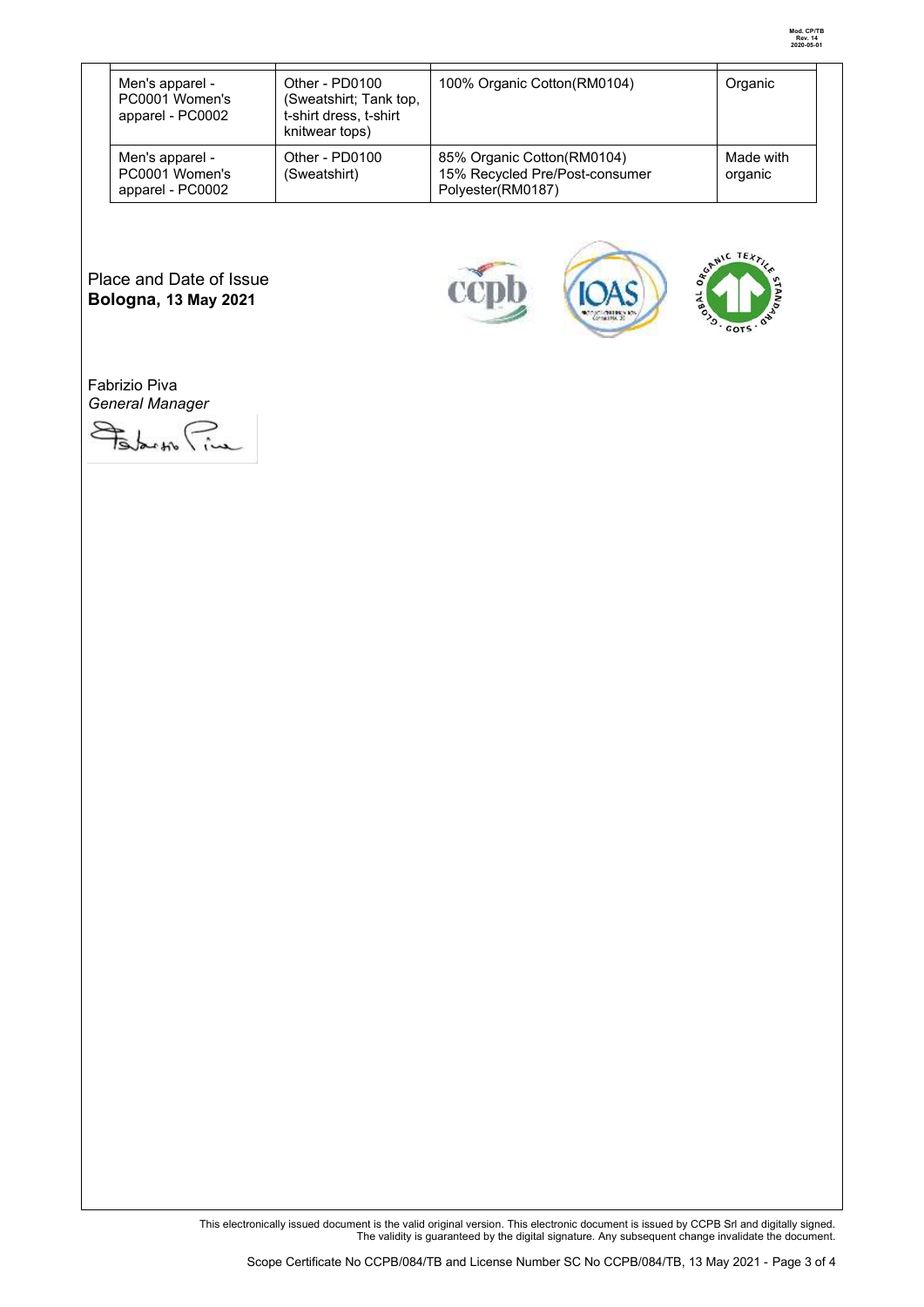| Men's apparel - PC0001 Women's apparel - PC0002 | Other - PD0100 (Sweatshirt; Tank top, t-shirt dress, t-shirt knitwear tops) | 100% Organic Cotton(RM0104) | Organic |
|---|---|---|---|
| Men's apparel - PC0001 Women's apparel - PC0002 | Other - PD0100 (Sweatshirt) | 85% Organic Cotton(RM0104) 15% Recycled Pre/Post-consumer Polyester(RM0187) | Made with organic |

Place and Date of Issue
**Bologna, 13 May 2021**

Fabrizio Piva
*General Manager*

This electronically issued document is the valid original version. This electronic document is issued by CCPB Srl and digitally signed. The validity is guaranteed by the digital signature. Any subsequent change invalidate the document.

Scope Certificate No CCPB/084/TB and License Number SC No CCPB/084/TB, 13 May 2021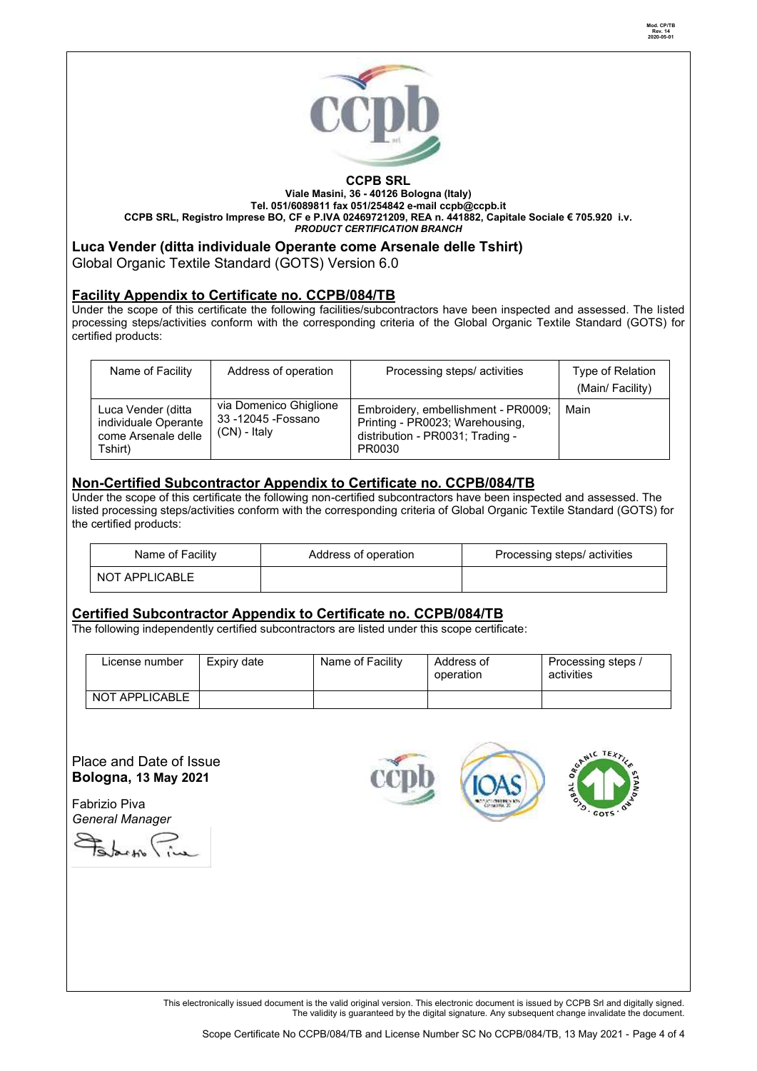Mod. CP/TB
Rev. 14
2020-05-01

**CCPB SRL**
**Viale Masini, 36 - 40126 Bologna (Italy)**
**Tel. 051/6089811 fax 051/254842 e-mail ccpb@ccpb.it**
**CCPB SRL, Registro Imprese BO, CF e P.IVA 02469721209, REA n. 441882, Capitale Sociale € 705.920 i.v.**
***PRODUCT CERTIFICATION BRANCH***

## Luca Vender (ditta individuale Operante come Arsenale delle Tshirt)

Global Organic Textile Standard (GOTS) Version 6.0

### Facility Appendix to Certificate no. CCPB/084/TB

Under the scope of this certificate the following facilities/subcontractors have been inspected and assessed. The listed processing steps/activities conform with the corresponding criteria of the Global Organic Textile Standard (GOTS) for certified products:

| Name of Facility | Address of operation | Processing steps/ activities | Type of Relation (Main/ Facility) |
|---|---|---|---|
| Luca Vender (ditta individuale Operante come Arsenale delle Tshirt) | via Domenico Ghiglione 33 -12045 -Fossano (CN) - Italy | Embroidery, embellishment - PR0009; Printing - PR0023; Warehousing, distribution - PR0031; Trading - PR0030 | Main |

### Non-Certified Subcontractor Appendix to Certificate no. CCPB/084/TB

Under the scope of this certificate the following non-certified subcontractors have been inspected and assessed. The listed processing steps/activities conform with the corresponding criteria of Global Organic Textile Standard (GOTS) for the certified products:

| Name of Facility | Address of operation | Processing steps/ activities |
|---|---|---|
| NOT APPLICABLE | | |

### Certified Subcontractor Appendix to Certificate no. CCPB/084/TB

The following independently certified subcontractors are listed under this scope certificate:

| License number | Expiry date | Name of Facility | Address of operation | Processing steps / activities |
|---|---|---|---|---|
| NOT APPLICABLE | | | | |

Place and Date of Issue
**Bologna, 13 May 2021**

Fabrizio Piva
*General Manager*

This electronically issued document is the valid original version. This electronic document is issued by CCPB Srl and digitally signed. The validity is guaranteed by the digital signature. Any subsequent change invalidate the document.

Scope Certificate No CCPB/084/TB and License Number SC No CCPB/084/TB, 13 May 2021 - Page 4 of 4